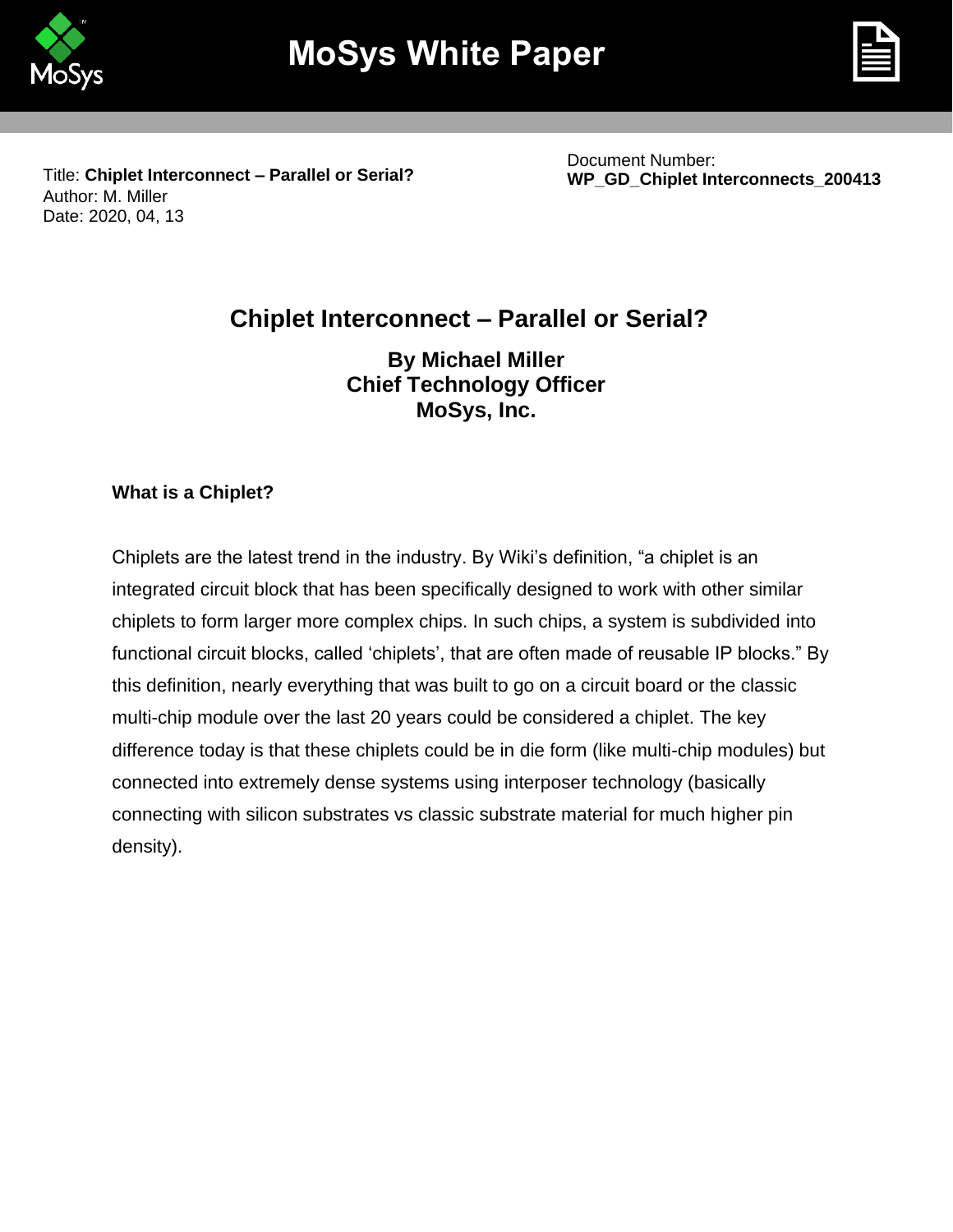# MoSys White Paper

Title: **Chiplet Interconnect – Parallel or Serial?**
Author: M. Miller
Date: 2020, 04, 13

Document Number:
**WP_GD_Chiplet Interconnects_200413**

## Chiplet Interconnect – Parallel or Serial?

**By Michael Miller**
**Chief Technology Officer**
**MoSys, Inc.**

### What is a Chiplet?

Chiplets are the latest trend in the industry. By Wiki's definition, "a chiplet is an integrated circuit block that has been specifically designed to work with other similar chiplets to form larger more complex chips. In such chips, a system is subdivided into functional circuit blocks, called 'chiplets', that are often made of reusable IP blocks." By this definition, nearly everything that was built to go on a circuit board or the classic multi-chip module over the last 20 years could be considered a chiplet. The key difference today is that these chiplets could be in die form (like multi-chip modules) but connected into extremely dense systems using interposer technology (basically connecting with silicon substrates vs classic substrate material for much higher pin density).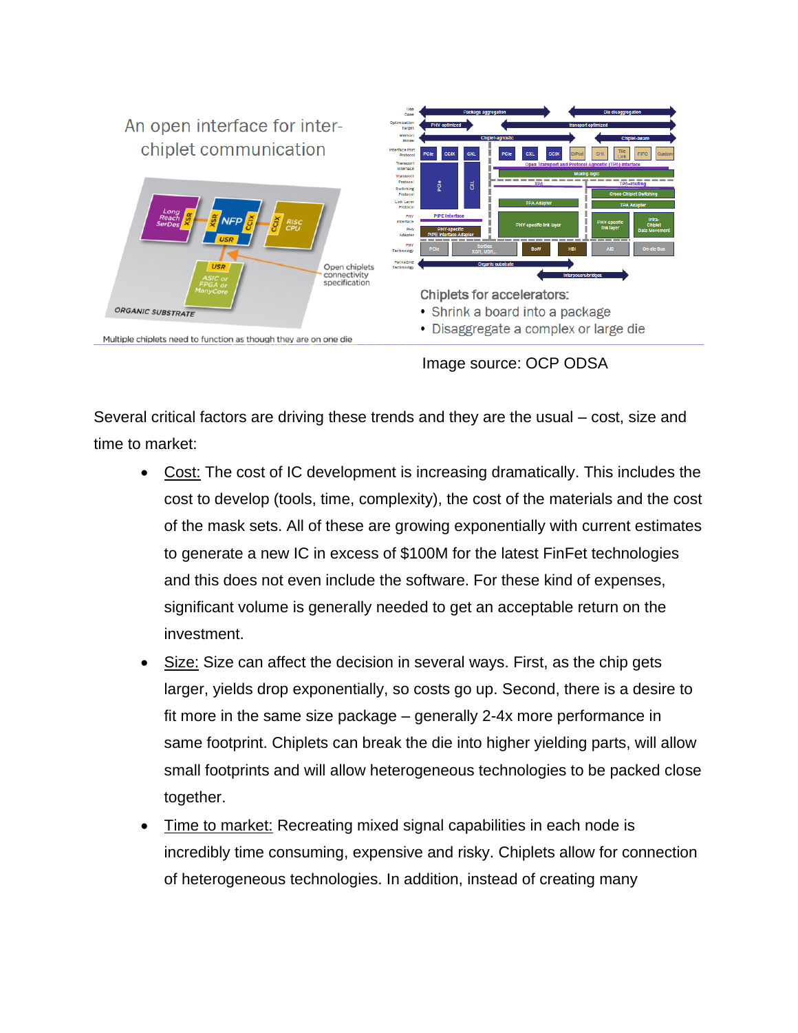An open interface for inter-chiplet communication

Multiple chiplets need to function as though they are on one die

Chiplets for accelerators:
- Shrink a board into a package
- Disaggregate a complex or large die

Image source: OCP ODSA

Several critical factors are driving these trends and they are the usual – cost, size and time to market:

- Cost: The cost of IC development is increasing dramatically. This includes the cost to develop (tools, time, complexity), the cost of the materials and the cost of the mask sets. All of these are growing exponentially with current estimates to generate a new IC in excess of $100M for the latest FinFet technologies and this does not even include the software. For these kind of expenses, significant volume is generally needed to get an acceptable return on the investment.
- Size: Size can affect the decision in several ways. First, as the chip gets larger, yields drop exponentially, so costs go up. Second, there is a desire to fit more in the same size package – generally 2-4x more performance in same footprint. Chiplets can break the die into higher yielding parts, will allow small footprints and will allow heterogeneous technologies to be packed close together.
- Time to market: Recreating mixed signal capabilities in each node is incredibly time consuming, expensive and risky. Chiplets allow for connection of heterogeneous technologies. In addition, instead of creating many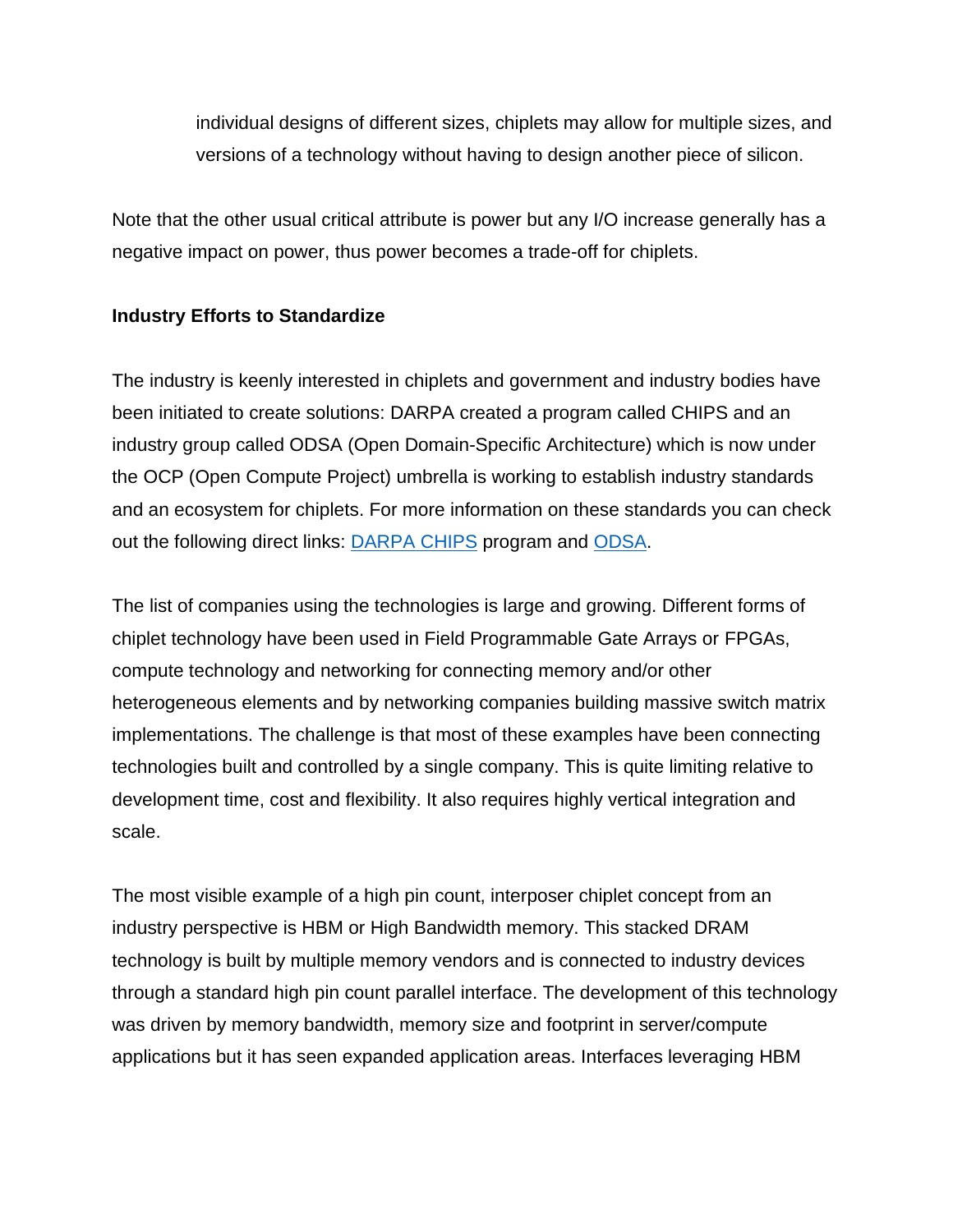individual designs of different sizes, chiplets may allow for multiple sizes, and versions of a technology without having to design another piece of silicon.

Note that the other usual critical attribute is power but any I/O increase generally has a negative impact on power, thus power becomes a trade-off for chiplets.

**Industry Efforts to Standardize**

The industry is keenly interested in chiplets and government and industry bodies have been initiated to create solutions: DARPA created a program called CHIPS and an industry group called ODSA (Open Domain-Specific Architecture) which is now under the OCP (Open Compute Project) umbrella is working to establish industry standards and an ecosystem for chiplets. For more information on these standards you can check out the following direct links: DARPA CHIPS program and ODSA.

The list of companies using the technologies is large and growing. Different forms of chiplet technology have been used in Field Programmable Gate Arrays or FPGAs, compute technology and networking for connecting memory and/or other heterogeneous elements and by networking companies building massive switch matrix implementations. The challenge is that most of these examples have been connecting technologies built and controlled by a single company. This is quite limiting relative to development time, cost and flexibility. It also requires highly vertical integration and scale.

The most visible example of a high pin count, interposer chiplet concept from an industry perspective is HBM or High Bandwidth memory. This stacked DRAM technology is built by multiple memory vendors and is connected to industry devices through a standard high pin count parallel interface. The development of this technology was driven by memory bandwidth, memory size and footprint in server/compute applications but it has seen expanded application areas. Interfaces leveraging HBM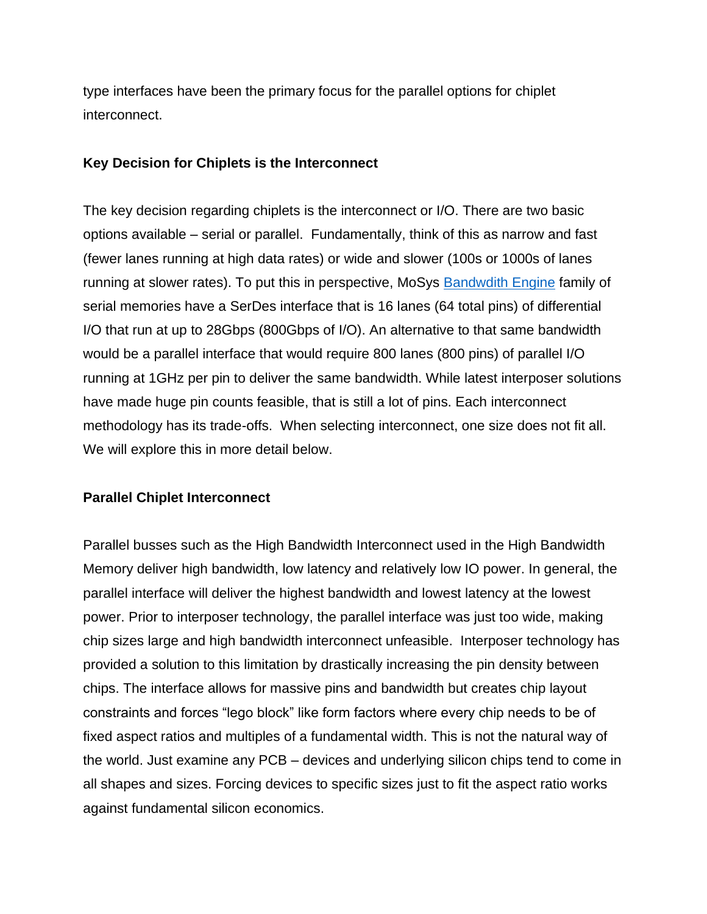type interfaces have been the primary focus for the parallel options for chiplet interconnect.

**Key Decision for Chiplets is the Interconnect**

The key decision regarding chiplets is the interconnect or I/O. There are two basic options available – serial or parallel. Fundamentally, think of this as narrow and fast (fewer lanes running at high data rates) or wide and slower (100s or 1000s of lanes running at slower rates). To put this in perspective, MoSys Bandwdith Engine family of serial memories have a SerDes interface that is 16 lanes (64 total pins) of differential I/O that run at up to 28Gbps (800Gbps of I/O). An alternative to that same bandwidth would be a parallel interface that would require 800 lanes (800 pins) of parallel I/O running at 1GHz per pin to deliver the same bandwidth. While latest interposer solutions have made huge pin counts feasible, that is still a lot of pins. Each interconnect methodology has its trade-offs. When selecting interconnect, one size does not fit all. We will explore this in more detail below.

**Parallel Chiplet Interconnect**

Parallel busses such as the High Bandwidth Interconnect used in the High Bandwidth Memory deliver high bandwidth, low latency and relatively low IO power. In general, the parallel interface will deliver the highest bandwidth and lowest latency at the lowest power. Prior to interposer technology, the parallel interface was just too wide, making chip sizes large and high bandwidth interconnect unfeasible. Interposer technology has provided a solution to this limitation by drastically increasing the pin density between chips. The interface allows for massive pins and bandwidth but creates chip layout constraints and forces "lego block" like form factors where every chip needs to be of fixed aspect ratios and multiples of a fundamental width. This is not the natural way of the world. Just examine any PCB – devices and underlying silicon chips tend to come in all shapes and sizes. Forcing devices to specific sizes just to fit the aspect ratio works against fundamental silicon economics.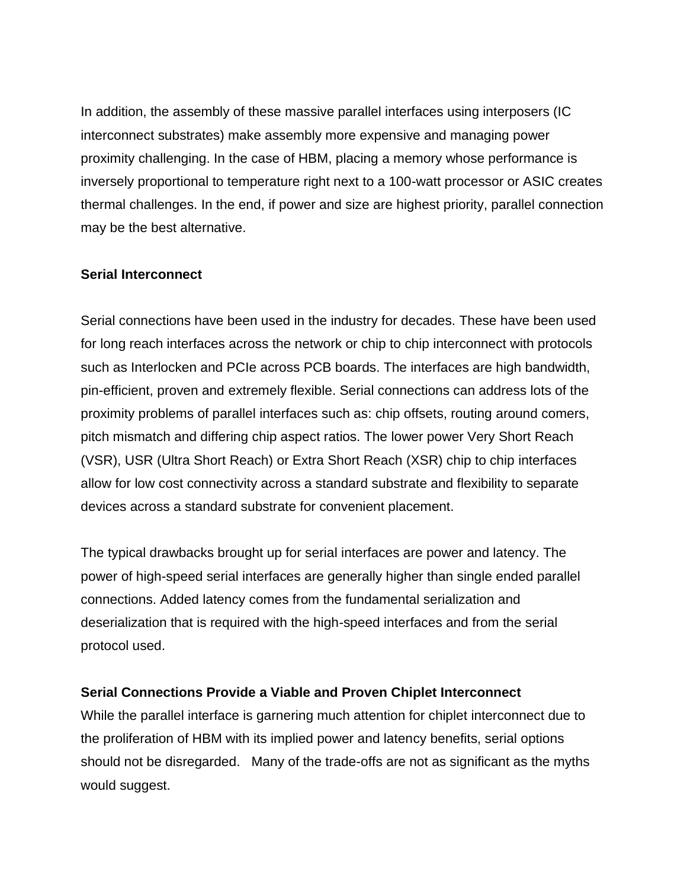In addition, the assembly of these massive parallel interfaces using interposers (IC interconnect substrates) make assembly more expensive and managing power proximity challenging. In the case of HBM, placing a memory whose performance is inversely proportional to temperature right next to a 100-watt processor or ASIC creates thermal challenges. In the end, if power and size are highest priority, parallel connection may be the best alternative.

**Serial Interconnect**

Serial connections have been used in the industry for decades. These have been used for long reach interfaces across the network or chip to chip interconnect with protocols such as Interlocken and PCIe across PCB boards. The interfaces are high bandwidth, pin-efficient, proven and extremely flexible. Serial connections can address lots of the proximity problems of parallel interfaces such as: chip offsets, routing around comers, pitch mismatch and differing chip aspect ratios. The lower power Very Short Reach (VSR), USR (Ultra Short Reach) or Extra Short Reach (XSR) chip to chip interfaces allow for low cost connectivity across a standard substrate and flexibility to separate devices across a standard substrate for convenient placement.

The typical drawbacks brought up for serial interfaces are power and latency. The power of high-speed serial interfaces are generally higher than single ended parallel connections. Added latency comes from the fundamental serialization and deserialization that is required with the high-speed interfaces and from the serial protocol used.

**Serial Connections Provide a Viable and Proven Chiplet Interconnect**

While the parallel interface is garnering much attention for chiplet interconnect due to the proliferation of HBM with its implied power and latency benefits, serial options should not be disregarded. Many of the trade-offs are not as significant as the myths would suggest.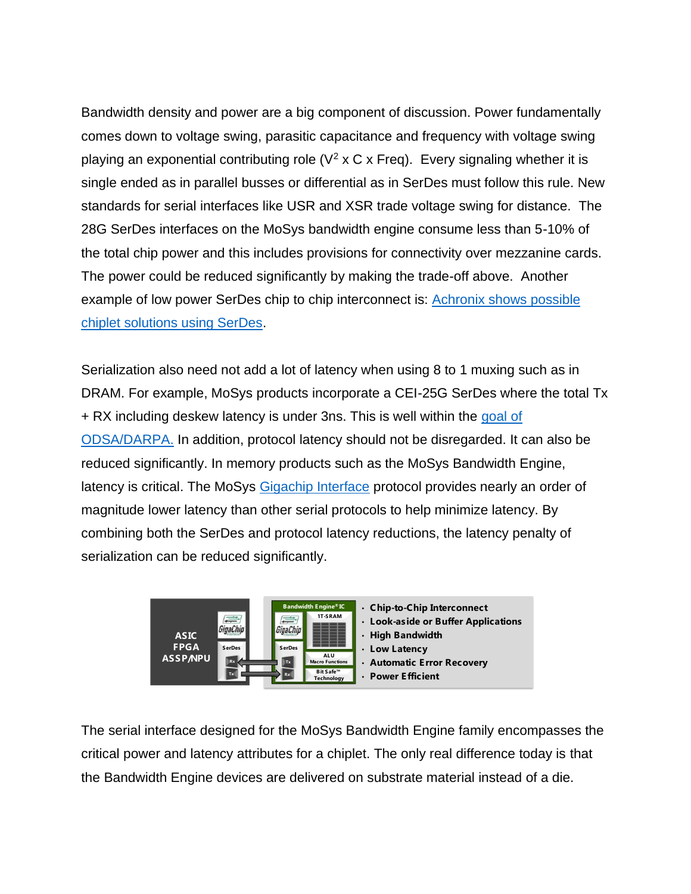Bandwidth density and power are a big component of discussion. Power fundamentally comes down to voltage swing, parasitic capacitance and frequency with voltage swing playing an exponential contributing role ($V^2 \times C \times Freq$). Every signaling whether it is single ended as in parallel busses or differential as in SerDes must follow this rule. New standards for serial interfaces like USR and XSR trade voltage swing for distance. The 28G SerDes interfaces on the MoSys bandwidth engine consume less than 5-10% of the total chip power and this includes provisions for connectivity over mezzanine cards. The power could be reduced significantly by making the trade-off above. Another example of low power SerDes chip to chip interconnect is: Achronix shows possible chiplet solutions using SerDes.

Serialization also need not add a lot of latency when using 8 to 1 muxing such as in DRAM. For example, MoSys products incorporate a CEI-25G SerDes where the total Tx + RX including deskew latency is under 3ns. This is well within the goal of ODSA/DARPA. In addition, protocol latency should not be disregarded. It can also be reduced significantly. In memory products such as the MoSys Bandwidth Engine, latency is critical. The MoSys Gigachip Interface protocol provides nearly an order of magnitude lower latency than other serial protocols to help minimize latency. By combining both the SerDes and protocol latency reductions, the latency penalty of serialization can be reduced significantly.

The serial interface designed for the MoSys Bandwidth Engine family encompasses the critical power and latency attributes for a chiplet. The only real difference today is that the Bandwidth Engine devices are delivered on substrate material instead of a die.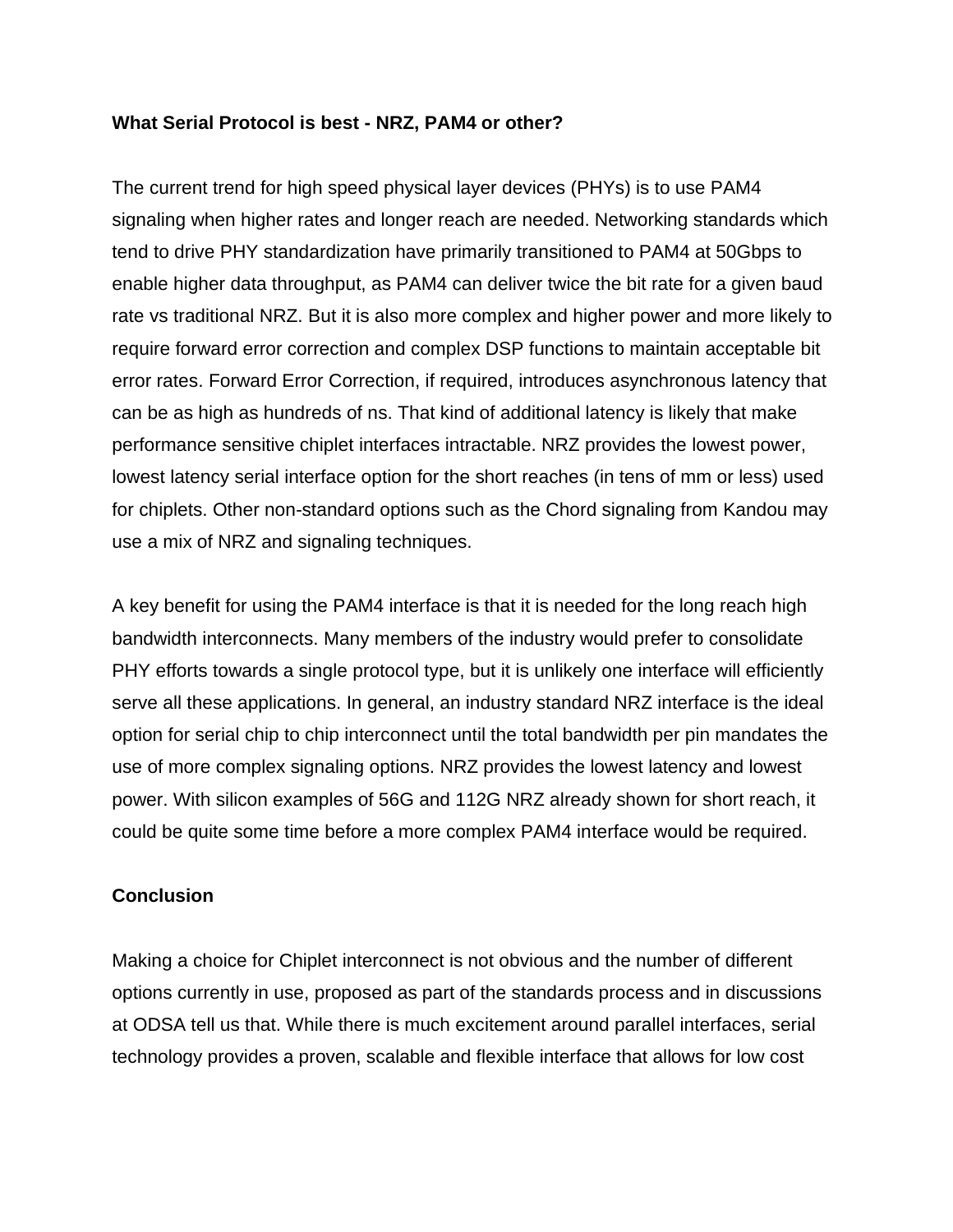**What Serial Protocol is best - NRZ, PAM4 or other?**

The current trend for high speed physical layer devices (PHYs) is to use PAM4 signaling when higher rates and longer reach are needed. Networking standards which tend to drive PHY standardization have primarily transitioned to PAM4 at 50Gbps to enable higher data throughput, as PAM4 can deliver twice the bit rate for a given baud rate vs traditional NRZ. But it is also more complex and higher power and more likely to require forward error correction and complex DSP functions to maintain acceptable bit error rates. Forward Error Correction, if required, introduces asynchronous latency that can be as high as hundreds of ns. That kind of additional latency is likely that make performance sensitive chiplet interfaces intractable. NRZ provides the lowest power, lowest latency serial interface option for the short reaches (in tens of mm or less) used for chiplets. Other non-standard options such as the Chord signaling from Kandou may use a mix of NRZ and signaling techniques.

A key benefit for using the PAM4 interface is that it is needed for the long reach high bandwidth interconnects. Many members of the industry would prefer to consolidate PHY efforts towards a single protocol type, but it is unlikely one interface will efficiently serve all these applications. In general, an industry standard NRZ interface is the ideal option for serial chip to chip interconnect until the total bandwidth per pin mandates the use of more complex signaling options. NRZ provides the lowest latency and lowest power. With silicon examples of 56G and 112G NRZ already shown for short reach, it could be quite some time before a more complex PAM4 interface would be required.

**Conclusion**

Making a choice for Chiplet interconnect is not obvious and the number of different options currently in use, proposed as part of the standards process and in discussions at ODSA tell us that. While there is much excitement around parallel interfaces, serial technology provides a proven, scalable and flexible interface that allows for low cost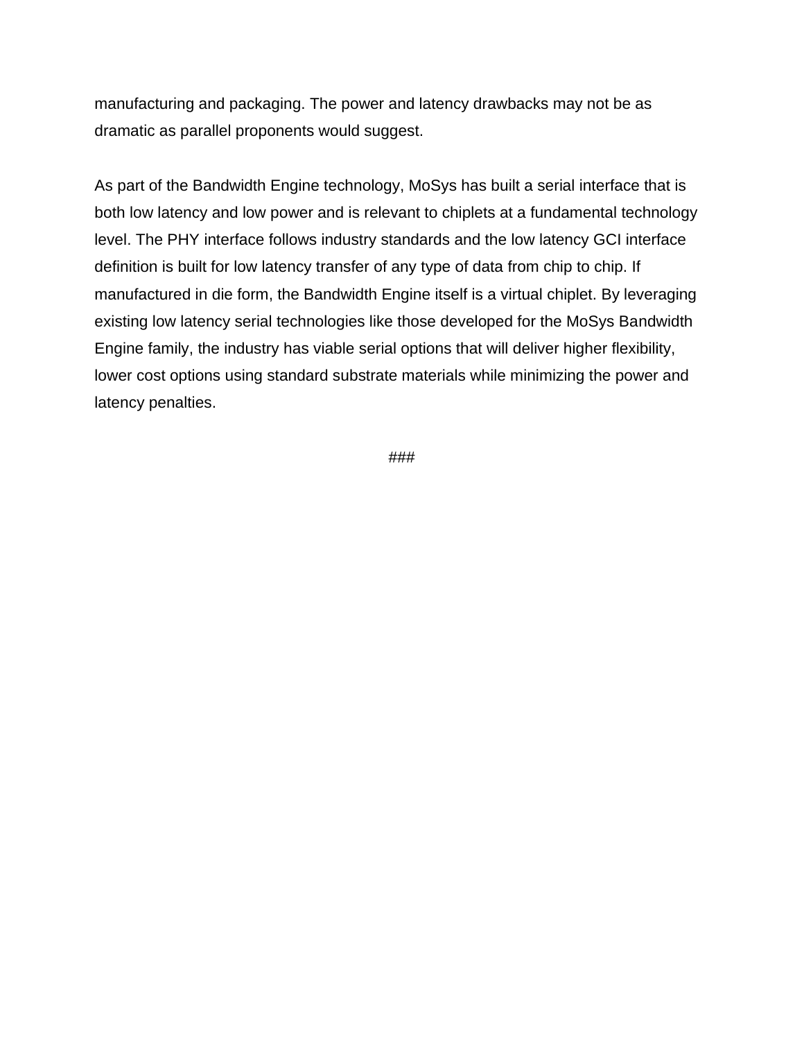manufacturing and packaging. The power and latency drawbacks may not be as dramatic as parallel proponents would suggest.

As part of the Bandwidth Engine technology, MoSys has built a serial interface that is both low latency and low power and is relevant to chiplets at a fundamental technology level. The PHY interface follows industry standards and the low latency GCI interface definition is built for low latency transfer of any type of data from chip to chip. If manufactured in die form, the Bandwidth Engine itself is a virtual chiplet. By leveraging existing low latency serial technologies like those developed for the MoSys Bandwidth Engine family, the industry has viable serial options that will deliver higher flexibility, lower cost options using standard substrate materials while minimizing the power and latency penalties.

###